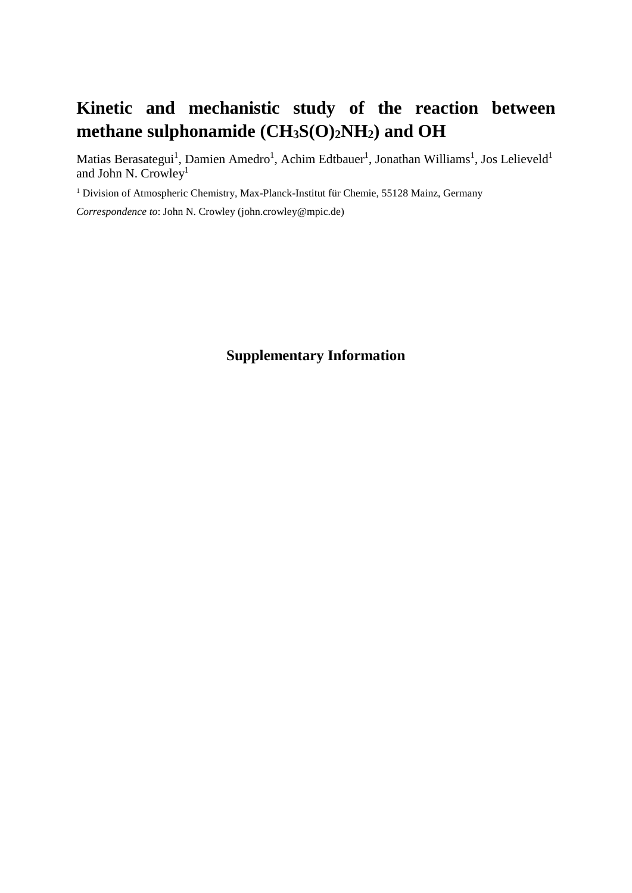# Kinetic and mechanistic study of the reaction between methane sulphonamide ($CH_3S(O)_2NH_2$) and OH

Matias Berasategui[1], Damien Amedro[1], Achim Edtbauer[1], Jonathan Williams[1], Jos Lelieveld[1] and John N. Crowley[1]

[1] Division of Atmospheric Chemistry, Max-Planck-Institut für Chemie, 55128 Mainz, Germany

*Correspondence to*: John N. Crowley (john.crowley@mpic.de)

**Supplementary Information**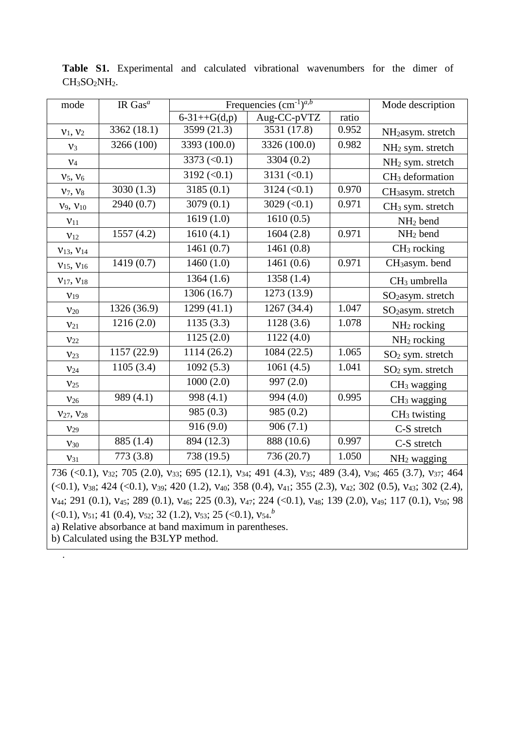**Table S1.** Experimental and calculated vibrational wavenumbers for the dimer of $CH_3SO_2NH_2$.

| mode | IR Gas[a] | Frequencies ($cm^{-1}$)[a,b] | | | Mode description |
|---|---|---|---|---|---|
| | | 6-31++G(d,p) | Aug-CC-pVTZ | ratio | |
| $\nu_1$, $\nu_2$ | 3362 (18.1) | 3599 (21.3) | 3531 (17.8) | 0.952 | $NH_2$asym. stretch |
| $\nu_3$ | 3266 (100) | 3393 (100.0) | 3326 (100.0) | 0.982 | $NH_2$ sym. stretch |
| $\nu_4$ | | 3373 (<0.1) | 3304 (0.2) | | $NH_2$ sym. stretch |
| $\nu_5$, $\nu_6$ | | 3192 (<0.1) | 3131 (<0.1) | | $CH_3$ deformation |
| $\nu_7$, $\nu_8$ | 3030 (1.3) | 3185 (0.1) | 3124 (<0.1) | 0.970 | $CH_3$asym. stretch |
| $\nu_9$, $\nu_{10}$ | 2940 (0.7) | 3079 (0.1) | 3029 (<0.1) | 0.971 | $CH_3$ sym. stretch |
| $\nu_{11}$ | | 1619 (1.0) | 1610 (0.5) | | $NH_2$ bend |
| $\nu_{12}$ | 1557 (4.2) | 1610 (4.1) | 1604 (2.8) | 0.971 | $NH_2$ bend |
| $\nu_{13}$, $\nu_{14}$ | | 1461 (0.7) | 1461 (0.8) | | $CH_3$ rocking |
| $\nu_{15}$, $\nu_{16}$ | 1419 (0.7) | 1460 (1.0) | 1461 (0.6) | 0.971 | $CH_3$asym. bend |
| $\nu_{17}$, $\nu_{18}$ | | 1364 (1.6) | 1358 (1.4) | | $CH_3$ umbrella |
| $\nu_{19}$ | | 1306 (16.7) | 1273 (13.9) | | $SO_2$asym. stretch |
| $\nu_{20}$ | 1326 (36.9) | 1299 (41.1) | 1267 (34.4) | 1.047 | $SO_2$asym. stretch |
| $\nu_{21}$ | 1216 (2.0) | 1135 (3.3) | 1128 (3.6) | 1.078 | $NH_2$ rocking |
| $\nu_{22}$ | | 1125 (2.0) | 1122 (4.0) | | $NH_2$ rocking |
| $\nu_{23}$ | 1157 (22.9) | 1114 (26.2) | 1084 (22.5) | 1.065 | $SO_2$ sym. stretch |
| $\nu_{24}$ | 1105 (3.4) | 1092 (5.3) | 1061 (4.5) | 1.041 | $SO_2$ sym. stretch |
| $\nu_{25}$ | | 1000 (2.0) | 997 (2.0) | | $CH_3$ wagging |
| $\nu_{26}$ | 989 (4.1) | 998 (4.1) | 994 (4.0) | 0.995 | $CH_3$ wagging |
| $\nu_{27}$, $\nu_{28}$ | | 985 (0.3) | 985 (0.2) | | $CH_3$ twisting |
| $\nu_{29}$ | | 916 (9.0) | 906 (7.1) | | C-S stretch |
| $\nu_{30}$ | 885 (1.4) | 894 (12.3) | 888 (10.6) | 0.997 | C-S stretch |
| $\nu_{31}$ | 773 (3.8) | 738 (19.5) | 736 (20.7) | 1.050 | $NH_2$ wagging |

736 (<0.1), $\nu_{32}$; 705 (2.0), $\nu_{33}$; 695 (12.1), $\nu_{34}$; 491 (4.3), $\nu_{35}$; 489 (3.4), $\nu_{36}$; 465 (3.7), $\nu_{37}$; 464 (<0.1), $\nu_{38}$; 424 (<0.1), $\nu_{39}$; 420 (1.2), $\nu_{40}$; 358 (0.4), $\nu_{41}$; 355 (2.3), $\nu_{42}$; 302 (0.5), $\nu_{43}$; 302 (2.4), $\nu_{44}$; 291 (0.1), $\nu_{45}$; 289 (0.1), $\nu_{46}$; 225 (0.3), $\nu_{47}$; 224 (<0.1), $\nu_{48}$; 139 (2.0), $\nu_{49}$; 117 (0.1), $\nu_{50}$; 98 (<0.1), $\nu_{51}$; 41 (0.4), $\nu_{52}$; 32 (1.2), $\nu_{53}$; 25 (<0.1), $\nu_{54}$.[b]

a) Relative absorbance at band maximum in parentheses.

b) Calculated using the B3LYP method.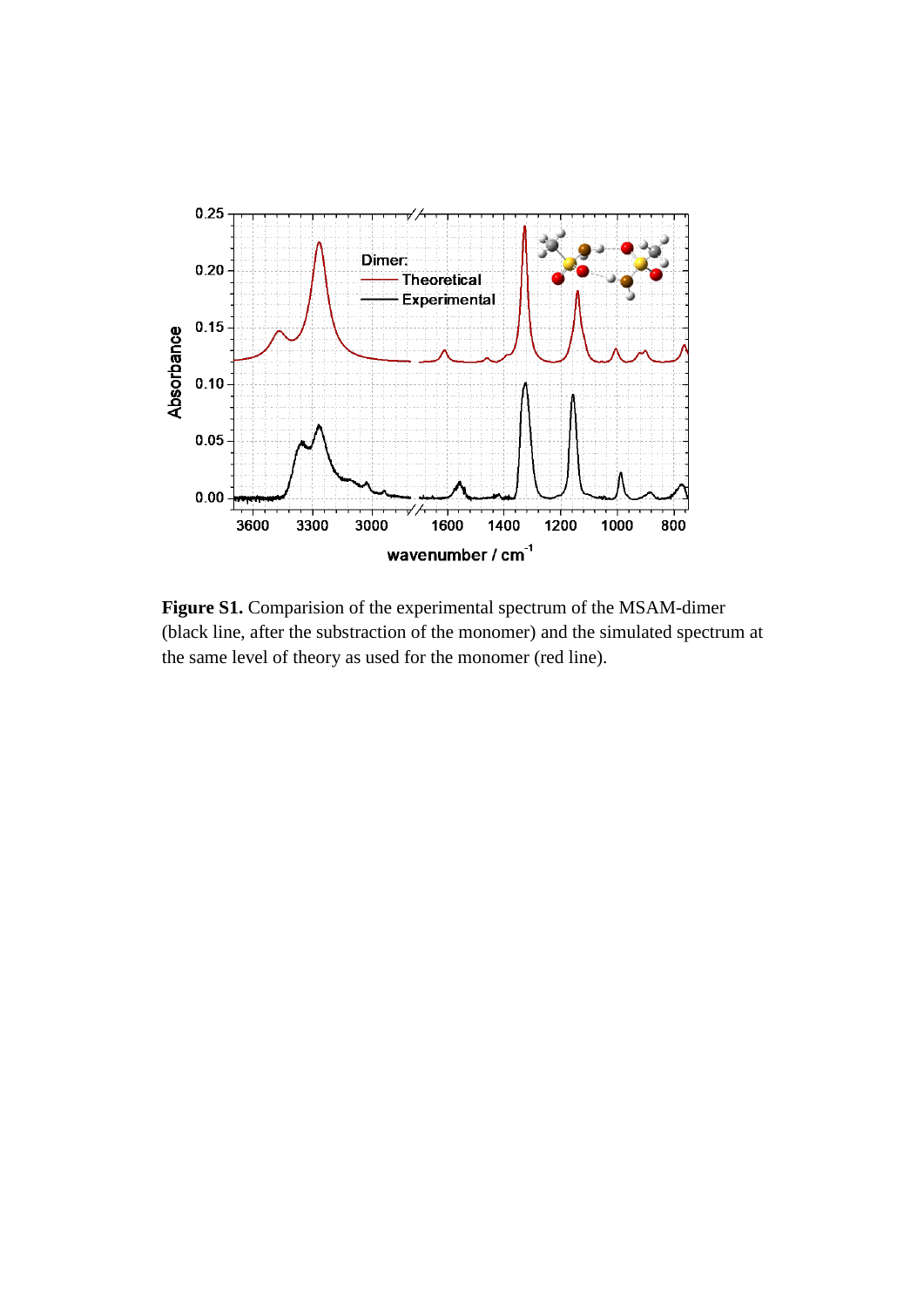**Figure S1.** Comparision of the experimental spectrum of the MSAM-dimer (black line, after the substraction of the monomer) and the simulated spectrum at the same level of theory as used for the monomer (red line).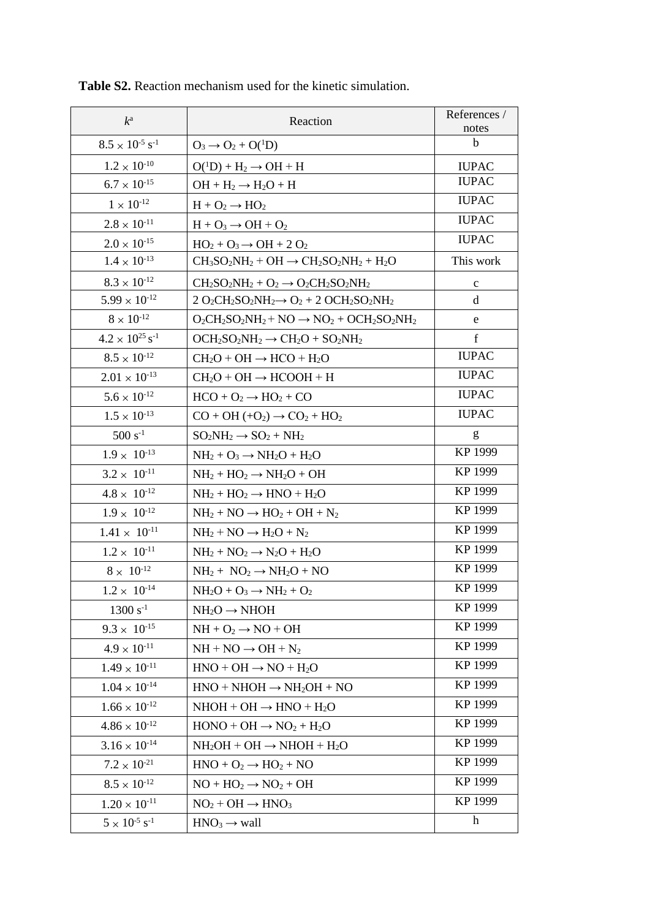**Table S2.** Reaction mechanism used for the kinetic simulation.

| $k$[a] | Reaction | References / notes |
|---|---|---|
| $8.5 \times 10^{-5}$ $s^{-1}$ | $O_3 \rightarrow O_2 + O(^1D)$ | b |
| $1.2 \times 10^{-10}$ | $O(^1D) + H_2 \rightarrow OH + H$ | IUPAC |
| $6.7 \times 10^{-15}$ | $OH + H_2 \rightarrow H_2O + H$ | IUPAC |
| $1 \times 10^{-12}$ | $H + O_2 \rightarrow HO_2$ | IUPAC |
| $2.8 \times 10^{-11}$ | $H + O_3 \rightarrow OH + O_2$ | IUPAC |
| $2.0 \times 10^{-15}$ | $HO_2 + O_3 \rightarrow OH + 2\ O_2$ | IUPAC |
| $1.4 \times 10^{-13}$ | $CH_3SO_2NH_2 + OH \rightarrow CH_2SO_2NH_2 + H_2O$ | This work |
| $8.3 \times 10^{-12}$ | $CH_2SO_2NH_2 + O_2 \rightarrow O_2CH_2SO_2NH_2$ | c |
| $5.99 \times 10^{-12}$ | $2\ O_2CH_2SO_2NH_2 \rightarrow O_2 + 2\ OCH_2SO_2NH_2$ | d |
| $8 \times 10^{-12}$ | $O_2CH_2SO_2NH_2 + NO \rightarrow NO_2 + OCH_2SO_2NH_2$ | e |
| $4.2 \times 10^{25}$ $s^{-1}$ | $OCH_2SO_2NH_2 \rightarrow CH_2O + SO_2NH_2$ | f |
| $8.5 \times 10^{-12}$ | $CH_2O + OH \rightarrow HCO + H_2O$ | IUPAC |
| $2.01 \times 10^{-13}$ | $CH_2O + OH \rightarrow HCOOH + H$ | IUPAC |
| $5.6 \times 10^{-12}$ | $HCO + O_2 \rightarrow HO_2 + CO$ | IUPAC |
| $1.5 \times 10^{-13}$ | $CO + OH\ (+O_2) \rightarrow CO_2 + HO_2$ | IUPAC |
| $500$ $s^{-1}$ | $SO_2NH_2 \rightarrow SO_2 + NH_2$ | g |
| $1.9 \times 10^{-13}$ | $NH_2 + O_3 \rightarrow NH_2O + H_2O$ | KP 1999 |
| $3.2 \times 10^{-11}$ | $NH_2 + HO_2 \rightarrow NH_2O + OH$ | KP 1999 |
| $4.8 \times 10^{-12}$ | $NH_2 + HO_2 \rightarrow HNO + H_2O$ | KP 1999 |
| $1.9 \times 10^{-12}$ | $NH_2 + NO \rightarrow HO_2 + OH + N_2$ | KP 1999 |
| $1.41 \times 10^{-11}$ | $NH_2 + NO \rightarrow H_2O + N_2$ | KP 1999 |
| $1.2 \times 10^{-11}$ | $NH_2 + NO_2 \rightarrow N_2O + H_2O$ | KP 1999 |
| $8 \times 10^{-12}$ | $NH_2 + NO_2 \rightarrow NH_2O + NO$ | KP 1999 |
| $1.2 \times 10^{-14}$ | $NH_2O + O_3 \rightarrow NH_2 + O_2$ | KP 1999 |
| $1300$ $s^{-1}$ | $NH_2O \rightarrow NHOH$ | KP 1999 |
| $9.3 \times 10^{-15}$ | $NH + O_2 \rightarrow NO + OH$ | KP 1999 |
| $4.9 \times 10^{-11}$ | $NH + NO \rightarrow OH + N_2$ | KP 1999 |
| $1.49 \times 10^{-11}$ | $HNO + OH \rightarrow NO + H_2O$ | KP 1999 |
| $1.04 \times 10^{-14}$ | $HNO + NHOH \rightarrow NH_2OH + NO$ | KP 1999 |
| $1.66 \times 10^{-12}$ | $NHOH + OH \rightarrow HNO + H_2O$ | KP 1999 |
| $4.86 \times 10^{-12}$ | $HONO + OH \rightarrow NO_2 + H_2O$ | KP 1999 |
| $3.16 \times 10^{-14}$ | $NH_2OH + OH \rightarrow NHOH + H_2O$ | KP 1999 |
| $7.2 \times 10^{-21}$ | $HNO + O_2 \rightarrow HO_2 + NO$ | KP 1999 |
| $8.5 \times 10^{-12}$ | $NO + HO_2 \rightarrow NO_2 + OH$ | KP 1999 |
| $1.20 \times 10^{-11}$ | $NO_2 + OH \rightarrow HNO_3$ | KP 1999 |
| $5 \times 10^{-5}$ $s^{-1}$ | $HNO_3 \rightarrow wall$ | h |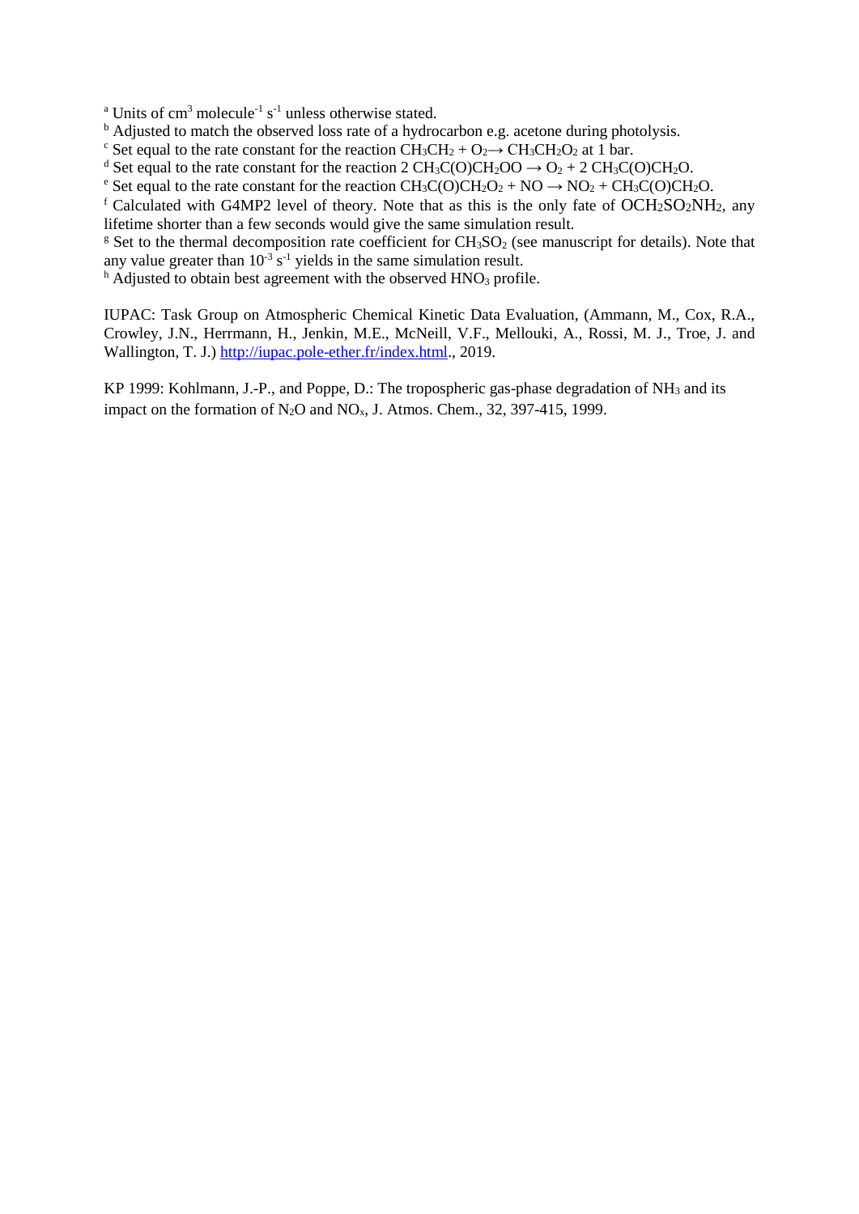[a] Units of $cm^3$ $molecule^{-1}$ $s^{-1}$ unless otherwise stated.

[b] Adjusted to match the observed loss rate of a hydrocarbon e.g. acetone during photolysis.

[c] Set equal to the rate constant for the reaction $CH_3CH_2 + O_2 \rightarrow CH_3CH_2O_2$ at 1 bar.

[d] Set equal to the rate constant for the reaction $2\ CH_3C(O)CH_2OO \rightarrow O_2 + 2\ CH_3C(O)CH_2O$.

[e] Set equal to the rate constant for the reaction $CH_3C(O)CH_2O_2 + NO \rightarrow NO_2 + CH_3C(O)CH_2O$.

[f] Calculated with G4MP2 level of theory. Note that as this is the only fate of $OCH_2SO_2NH_2$, any lifetime shorter than a few seconds would give the same simulation result.

[g] Set to the thermal decomposition rate coefficient for $CH_3SO_2$ (see manuscript for details). Note that any value greater than $10^{-3}$ $s^{-1}$ yields in the same simulation result.

[h] Adjusted to obtain best agreement with the observed $HNO_3$ profile.

IUPAC: Task Group on Atmospheric Chemical Kinetic Data Evaluation, (Ammann, M., Cox, R.A., Crowley, J.N., Herrmann, H., Jenkin, M.E., McNeill, V.F., Mellouki, A., Rossi, M. J., Troe, J. and Wallington, T. J.) http://iupac.pole-ether.fr/index.html., 2019.

KP 1999: Kohlmann, J.-P., and Poppe, D.: The tropospheric gas-phase degradation of $NH_3$ and its impact on the formation of $N_2O$ and $NO_x$, J. Atmos. Chem., 32, 397-415, 1999.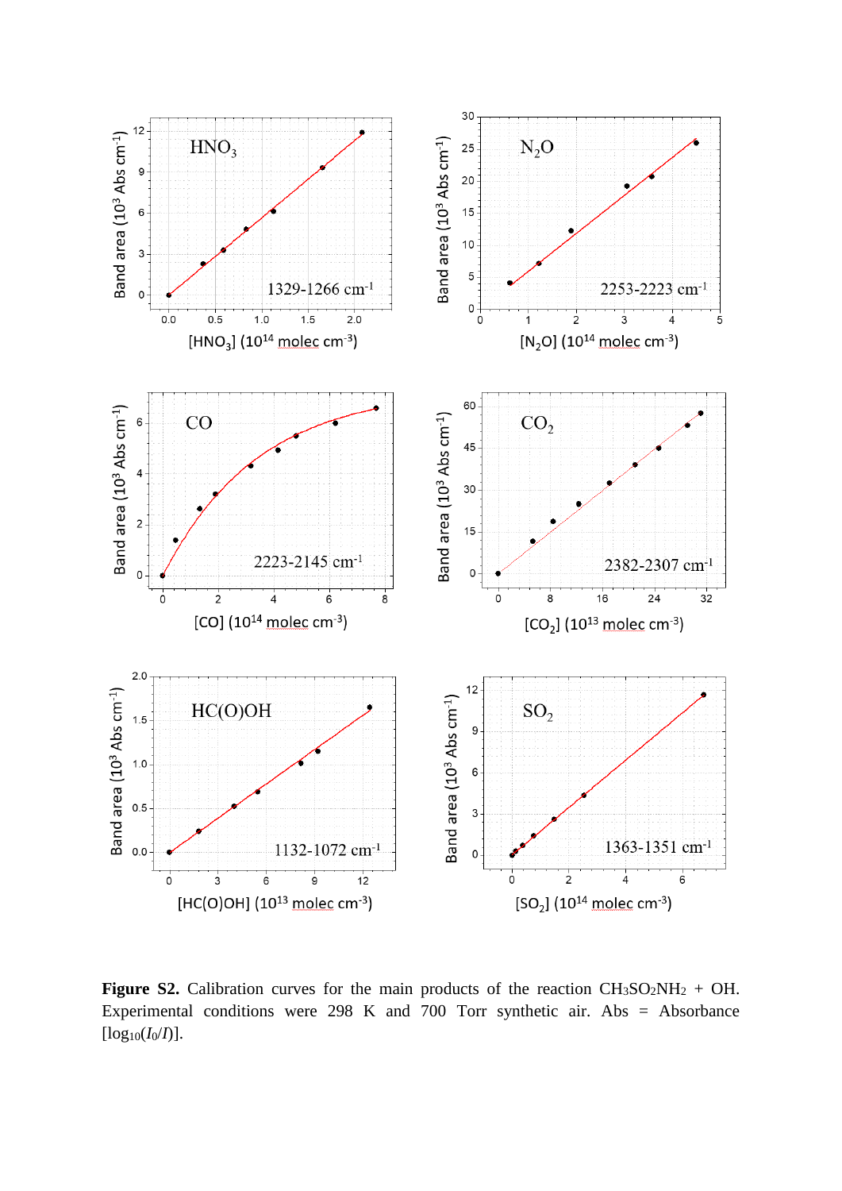**Figure S2.** Calibration curves for the main products of the reaction $CH_3SO_2NH_2$ + OH. Experimental conditions were 298 K and 700 Torr synthetic air. Abs = Absorbance [$\log_{10}(I_0/I)$].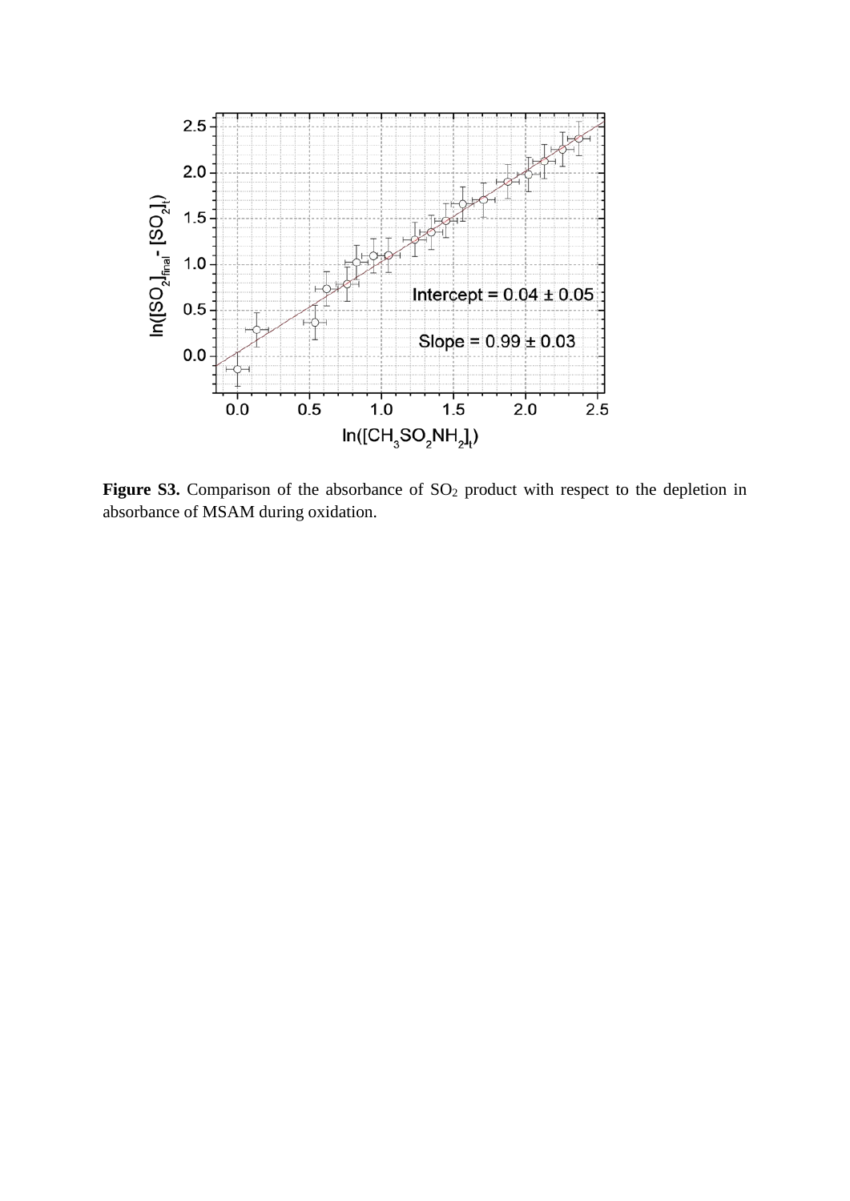**Figure S3.** Comparison of the absorbance of $SO_2$ product with respect to the depletion in absorbance of MSAM during oxidation.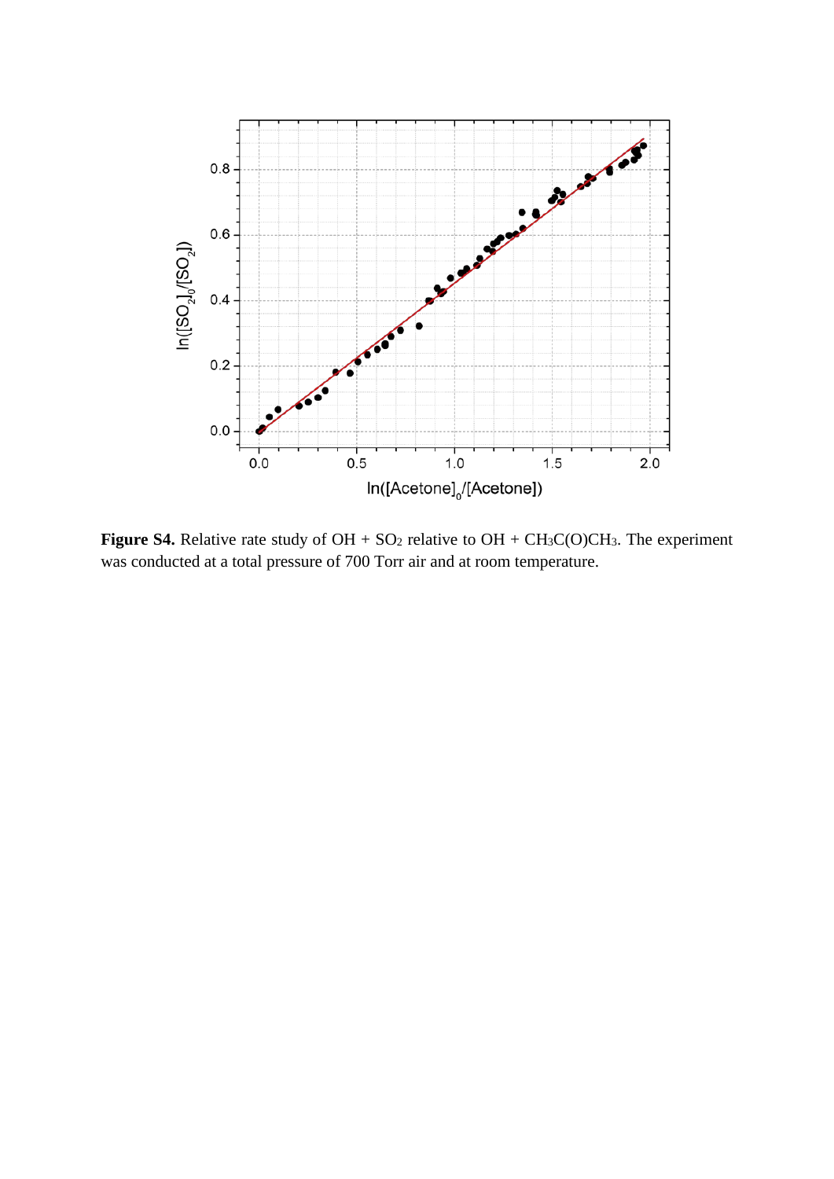0.8
0.6
0.4
0.2
0.0

0.0 0.5 1.0 1.5 2.0

$\ln([SO_2]_0/[SO_2])$

$\ln([Acetone]_0/[Acetone])$

**Figure S4.** Relative rate study of OH + $SO_2$ relative to OH + $CH_3C(O)CH_3$. The experiment was conducted at a total pressure of 700 Torr air and at room temperature.